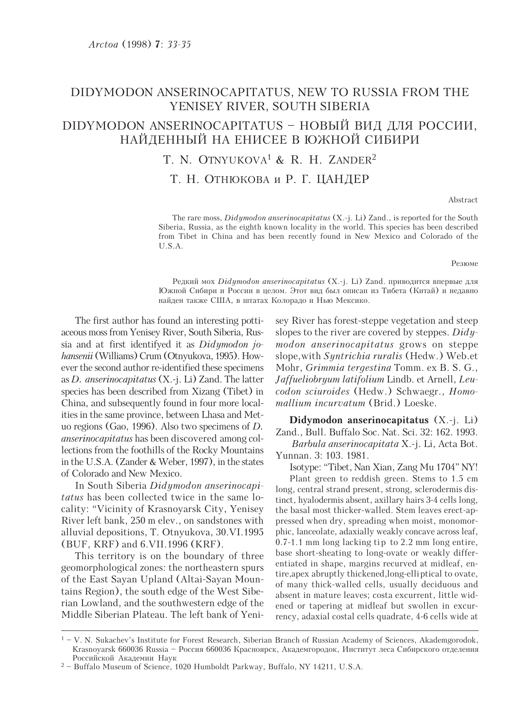# DIDYMODON ANSERINOCAPITATUS, NEW TO RUSSIA FROM THE YENISEY RIVER, SOUTH SIBERIA

# DIDYMODON ANSERINOCAPITATUS – НОВЫЙ ВИД ДЛЯ РОССИИ, НАЙДЕННЫЙ НА ЕНИСЕЕ В ЮЖНОЙ СИБИРИ

T. N. OTNYUKOVA[1] & R. H. ZANDER[2]

Т. Н. ОТНЮКОВА и Р. Г. ЦАНДЕР

Abstract

The rare moss, *Didymodon anserinocapitatus* (X.-j. Li) Zand., is reported for the South Siberia, Russia, as the eighth known locality in the world. This species has been described from Tibet in China and has been recently found in New Mexico and Colorado of the U.S.A.

Резюме

Редкий мох *Didymodon anserinocapitatus* (X.-j. Li) Zand. приводится впервые для Южной Сибири и России в целом. Этот вид был описан из Тибета (Китай) и недавно найден также США, в штатах Колорадо и Нью Мексико.

The first author has found an interesting pottiaceous moss from Yenisey River, South Siberia, Russia and at first identifyed it as *Didymodon johansenii* (Williams) Crum (Otnyukova, 1995). However the second author re-identified these specimens as *D. anserinocapitatus* (X.-j. Li) Zand. The latter species has been described from Xizang (Tibet) in China, and subsequently found in four more localities in the same province, between Lhasa and Metuo regions (Gao, 1996). Also two specimens of *D. anserinocapitatus* has been discovered among collections from the foothills of the Rocky Mountains in the U.S.A. (Zander & Weber, 1997), in the states of Colorado and New Mexico.

In South Siberia *Didymodon anserinocapitatus* has been collected twice in the same locality: "Vicinity of Krasnoyarsk City, Yenisey River left bank, 250 m elev., on sandstones with alluvial depositions, T. Otnyukova, 30.VI.1995 (BUF, KRF) and 6.VII.1996 (KRF).

This territory is on the boundary of three geomorphological zones: the northeastern spurs of the East Sayan Upland (Altai-Sayan Mountains Region), the south edge of the West Siberian Lowland, and the southwestern edge of the Middle Siberian Plateau. The left bank of Yenisey River has forest-steppe vegetation and steep slopes to the river are covered by steppes. *Didymodon anserinocapitatus* grows on steppe slope,with *Syntrichia ruralis* (Hedw.) Web.et Mohr, *Grimmia tergestina* Tomm. ex B. S. G., *Jaffueliobryum latifolium* Lindb. et Arnell, *Leucodon sciuroides* (Hedw.) Schwaegr., *Homomallium incurvatum* (Brid.) Loeske.

**Didymodon anserinocapitatus** (X.-j. Li) Zand., Bull. Buffalo Soc. Nat. Sci. 32: 162. 1993.

*Barbula anserinocapitata* X.-j. Li, Acta Bot. Yunnan. 3: 103. 1981.

Isotype: "Tibet, Nan Xian, Zang Mu 1704" NY!

Plant green to reddish green. Stems to 1.5 cm long, central strand present, strong, sclerodermis distinct, hyalodermis absent, axillary hairs 3-4 cells long, the basal most thicker-walled. Stem leaves erect-appressed when dry, spreading when moist, monomorphic, lanceolate, adaxially weakly concave across leaf, 0.7-1.1 mm long lacking tip to 2.2 mm long entire, base short-sheating to long-ovate or weakly differentiated in shape, margins recurved at midleaf, entire,apex abruptly thickened,long-elliptical to ovate, of many thick-walled cells, usually deciduous and absent in mature leaves; costa excurrent, little widened or tapering at midleaf but swollen in excurrency, adaxial costal cells quadrate, 4-6 cells wide at

[1] – V. N. Sukachev's Institute for Forest Research, Siberian Branch of Russian Academy of Sciences, Akademgorodok, Krasnoyarsk 660036 Russia – Россия 660036 Красноярск, Академгородок, Институт леса Сибирского отделения Российской Академии Наук

[2] – Buffalo Museum of Science, 1020 Humboldt Parkway, Buffalo, NY 14211, U.S.A.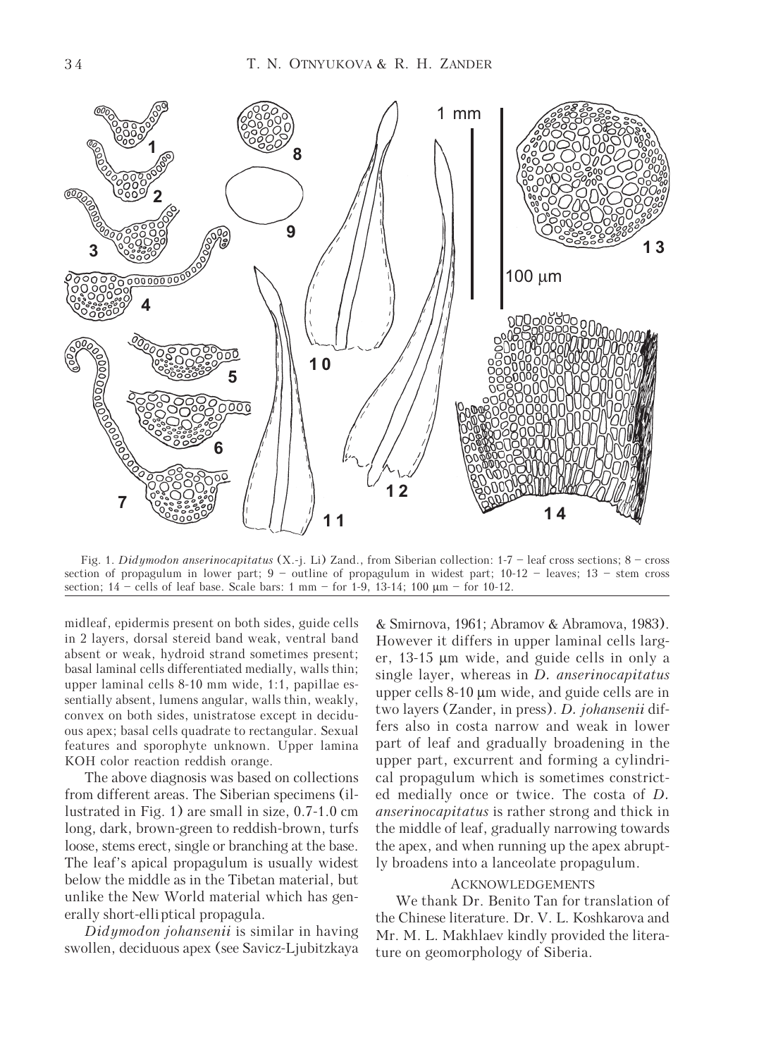Fig. 1. *Didymodon anserinocapitatus* (X.-j. Li) Zand., from Siberian collection: 1-7 – leaf cross sections; 8 – cross section of propagulum in lower part; 9 – outline of propagulum in widest part; 10-12 – leaves; 13 – stem cross section; 14 – cells of leaf base. Scale bars: 1 mm – for 1-9, 13-14; 100 μm – for 10-12.

midleaf, epidermis present on both sides, guide cells in 2 layers, dorsal stereid band weak, ventral band absent or weak, hydroid strand sometimes present; basal laminal cells differentiated medially, walls thin; upper laminal cells 8-10 mm wide, 1:1, papillae essentially absent, lumens angular, walls thin, weakly, convex on both sides, unistratose except in deciduous apex; basal cells quadrate to rectangular. Sexual features and sporophyte unknown. Upper lamina KOH color reaction reddish orange.

The above diagnosis was based on collections from different areas. The Siberian specimens (illustrated in Fig. 1) are small in size, 0.7-1.0 cm long, dark, brown-green to reddish-brown, turfs loose, stems erect, single or branching at the base. The leaf's apical propagulum is usually widest below the middle as in the Tibetan material, but unlike the New World material which has generally short-elliptical propagula.

*Didymodon johansenii* is similar in having swollen, deciduous apex (see Savicz-Ljubitzkaya & Smirnova, 1961; Abramov & Abramova, 1983). However it differs in upper laminal cells larger, 13-15 μm wide, and guide cells in only a single layer, whereas in *D. anserinocapitatus* upper cells 8-10 μm wide, and guide cells are in two layers (Zander, in press). *D. johansenii* differs also in costa narrow and weak in lower part of leaf and gradually broadening in the upper part, excurrent and forming a cylindrical propagulum which is sometimes constricted medially once or twice. The costa of *D. anserinocapitatus* is rather strong and thick in the middle of leaf, gradually narrowing towards the apex, and when running up the apex abruptly broadens into a lanceolate propagulum.

## ACKNOWLEDGEMENTS

We thank Dr. Benito Tan for translation of the Chinese literature. Dr. V. L. Koshkarova and Mr. M. L. Makhlaev kindly provided the literature on geomorphology of Siberia.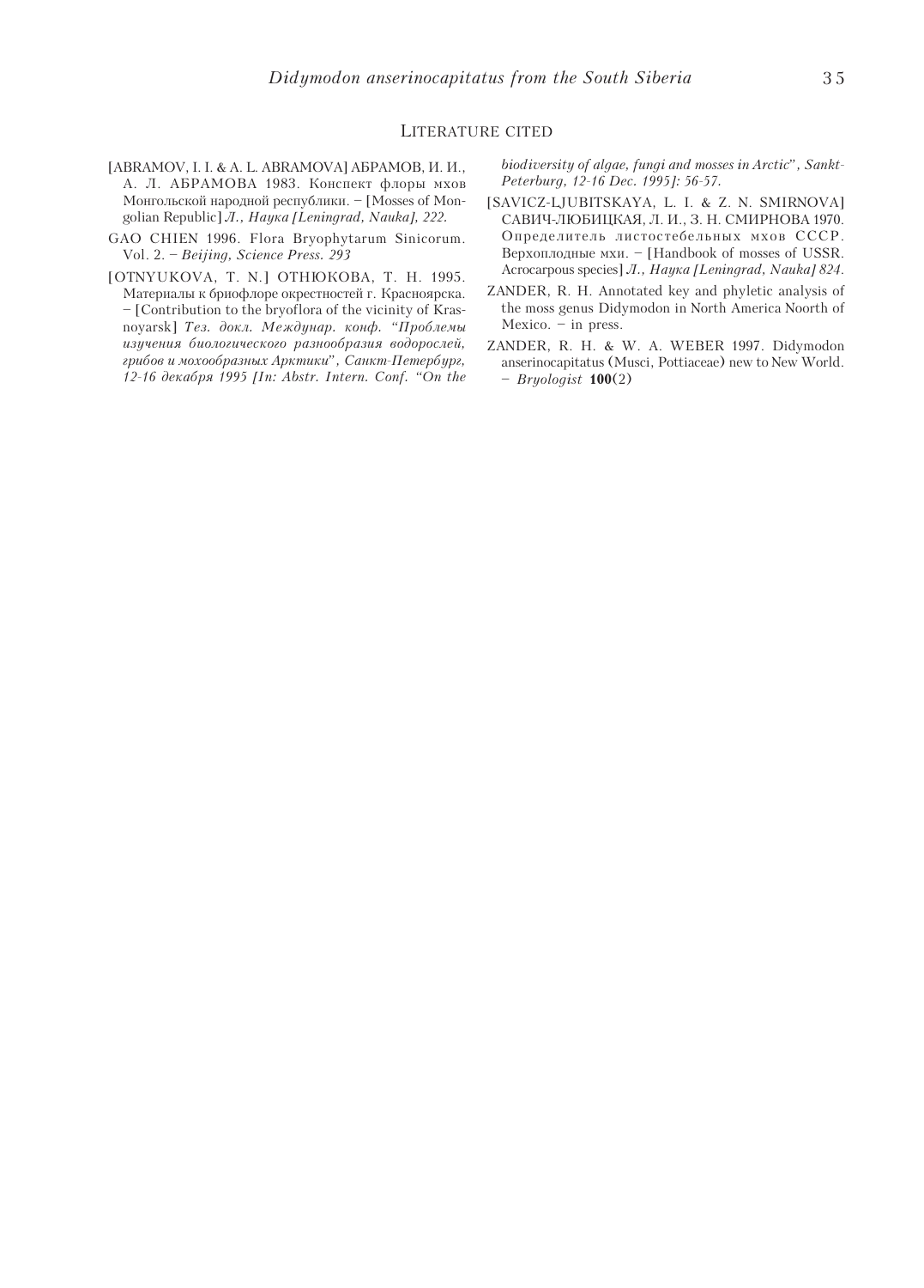## Literature Cited

[ABRAMOV, I. I. & A. L. ABRAMOVA] АБРАМОВ, И. И., А. Л. АБРАМОВА 1983. Конспект флоры мхов Монгольской народной республики. – [Mosses of Mongolian Republic] *Л., Наука [Leningrad, Nauka], 222.*

GAO CHIEN 1996. Flora Bryophytarum Sinicorum. Vol. 2. – *Beijing, Science Press. 293*

[OTNYUKOVA, T. N.] ОТНЮКОВА, Т. Н. 1995. Материалы к бриофлоре окрестностей г. Красноярска. – [Contribution to the bryoflora of the vicinity of Krasnoyarsk] *Тез. докл. Междунар. конф. "Проблемы изучения биологического разнообразия водорослей, грибов и мохообразных Арктики", Санкт-Петербург, 12-16 декабря 1995 [In: Abstr. Intern. Conf. "On the biodiversity of algae, fungi and mosses in Arctic", Sankt-Peterburg, 12-16 Dec. 1995]: 56-57.*

[SAVICZ-LJUBITSKAYA, L. I. & Z. N. SMIRNOVA] САВИЧ-ЛЮБИЦКАЯ, Л. И., З. Н. СМИРНОВА 1970. Определитель листостебельных мхов СССР. Верхоплодные мхи. – [Handbook of mosses of USSR. Acrocarpous species] *Л., Наука [Leningrad, Nauka] 824.*

ZANDER, R. H. Annotated key and phyletic analysis of the moss genus Didymodon in North America Noorth of Mexico. – in press.

ZANDER, R. H. & W. A. WEBER 1997. Didymodon anserinocapitatus (Musci, Pottiaceae) new to New World. – *Bryologist* **100**(2)